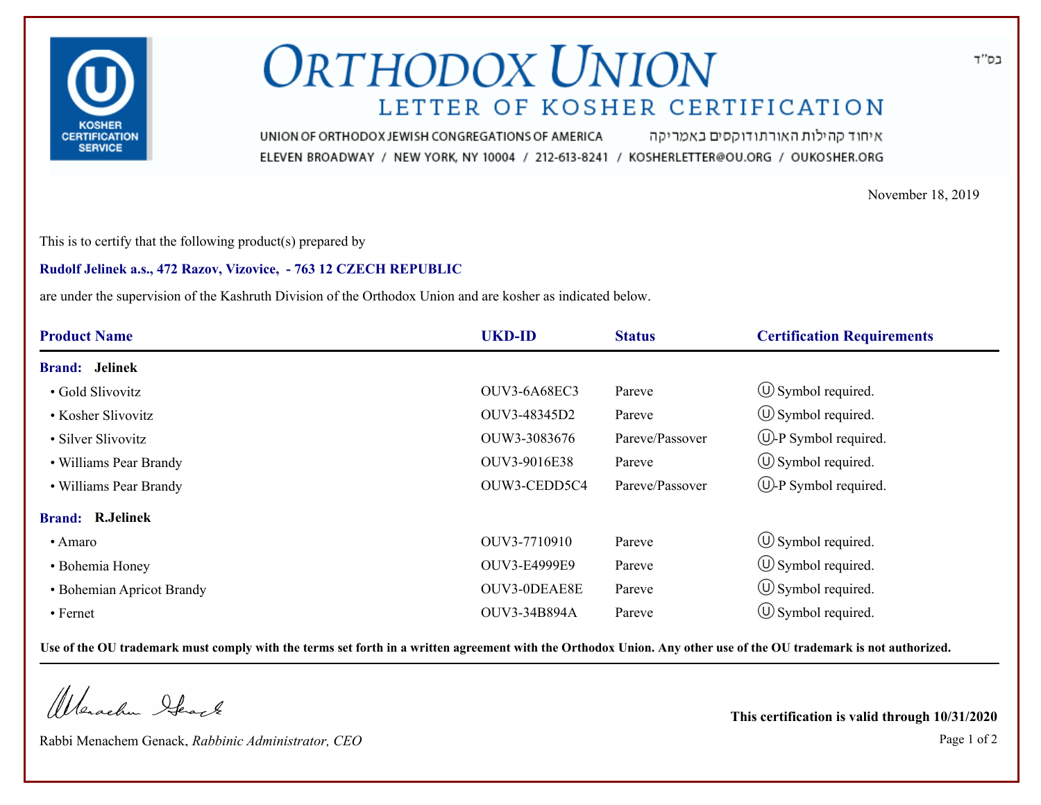בס"ד

# ORTHODOX UNION

## LETTER OF KOSHER CERTIFICATION

KOSHER CERTIFICATION SERVICE

UNION OF ORTHODOX JEWISH CONGREGATIONS OF AMERICA איחוד קהילות האורתודוקסים באמריקה

ELEVEN BROADWAY / NEW YORK, NY 10004 / 212-613-8241 / KOSHERLETTER@OU.ORG / OUKOSHER.ORG

November 18, 2019

This is to certify that the following product(s) prepared by

**Rudolf Jelinek a.s., 472 Razov, Vizovice, - 763 12 CZECH REPUBLIC**

are under the supervision of the Kashruth Division of the Orthodox Union and are kosher as indicated below.

| Product Name | UKD-ID | Status | Certification Requirements |
|---|---|---|---|
| **Brand: Jelinek** | | | |
| • Gold Slivovitz | OUV3-6A68EC3 | Pareve | Ⓤ Symbol required. |
| • Kosher Slivovitz | OUV3-48345D2 | Pareve | Ⓤ Symbol required. |
| • Silver Slivovitz | OUW3-3083676 | Pareve/Passover | Ⓤ-P Symbol required. |
| • Williams Pear Brandy | OUV3-9016E38 | Pareve | Ⓤ Symbol required. |
| • Williams Pear Brandy | OUW3-CEDD5C4 | Pareve/Passover | Ⓤ-P Symbol required. |
| **Brand: R.Jelinek** | | | |
| • Amaro | OUV3-7710910 | Pareve | Ⓤ Symbol required. |
| • Bohemia Honey | OUV3-E4999E9 | Pareve | Ⓤ Symbol required. |
| • Bohemian Apricot Brandy | OUV3-0DEAE8E | Pareve | Ⓤ Symbol required. |
| • Fernet | OUV3-34B894A | Pareve | Ⓤ Symbol required. |

**Use of the OU trademark must comply with the terms set forth in a written agreement with the Orthodox Union. Any other use of the OU trademark is not authorized.**

Rabbi Menachem Genack, *Rabbinic Administrator, CEO*

**This certification is valid through 10/31/2020**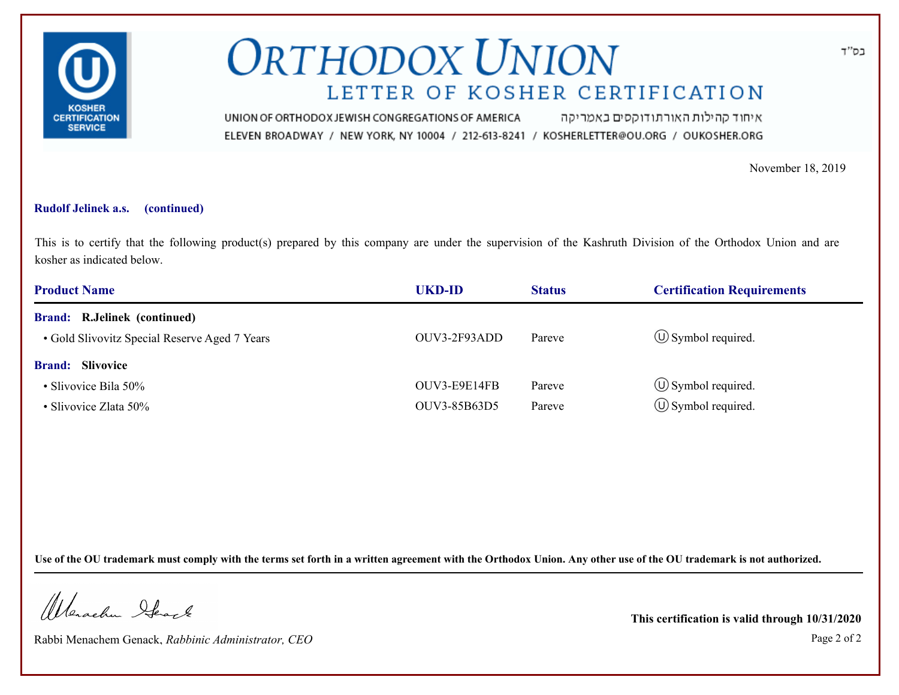# ORTHODOX UNION

## LETTER OF KOSHER CERTIFICATION

UNION OF ORTHODOX JEWISH CONGREGATIONS OF AMERICA איחוד קהילות האורתודוקסים באמריקה

ELEVEN BROADWAY / NEW YORK, NY 10004 / 212-613-8241 / KOSHERLETTER@OU.ORG / OUKOSHER.ORG

בס"ד

November 18, 2019

**Rudolf Jelinek a.s. (continued)**

This is to certify that the following product(s) prepared by this company are under the supervision of the Kashruth Division of the Orthodox Union and are kosher as indicated below.

| Product Name | UKD-ID | Status | Certification Requirements |
|---|---|---|---|
| **Brand: R.Jelinek (continued)** | | | |
| • Gold Slivovitz Special Reserve Aged 7 Years | OUV3-2F93ADD | Pareve | Ⓤ Symbol required. |
| **Brand: Slivovice** | | | |
| • Slivovice Bila 50% | OUV3-E9E14FB | Pareve | Ⓤ Symbol required. |
| • Slivovice Zlata 50% | OUV3-85B63D5 | Pareve | Ⓤ Symbol required. |

**Use of the OU trademark must comply with the terms set forth in a written agreement with the Orthodox Union. Any other use of the OU trademark is not authorized.**

Rabbi Menachem Genack, *Rabbinic Administrator, CEO*

**This certification is valid through 10/31/2020**